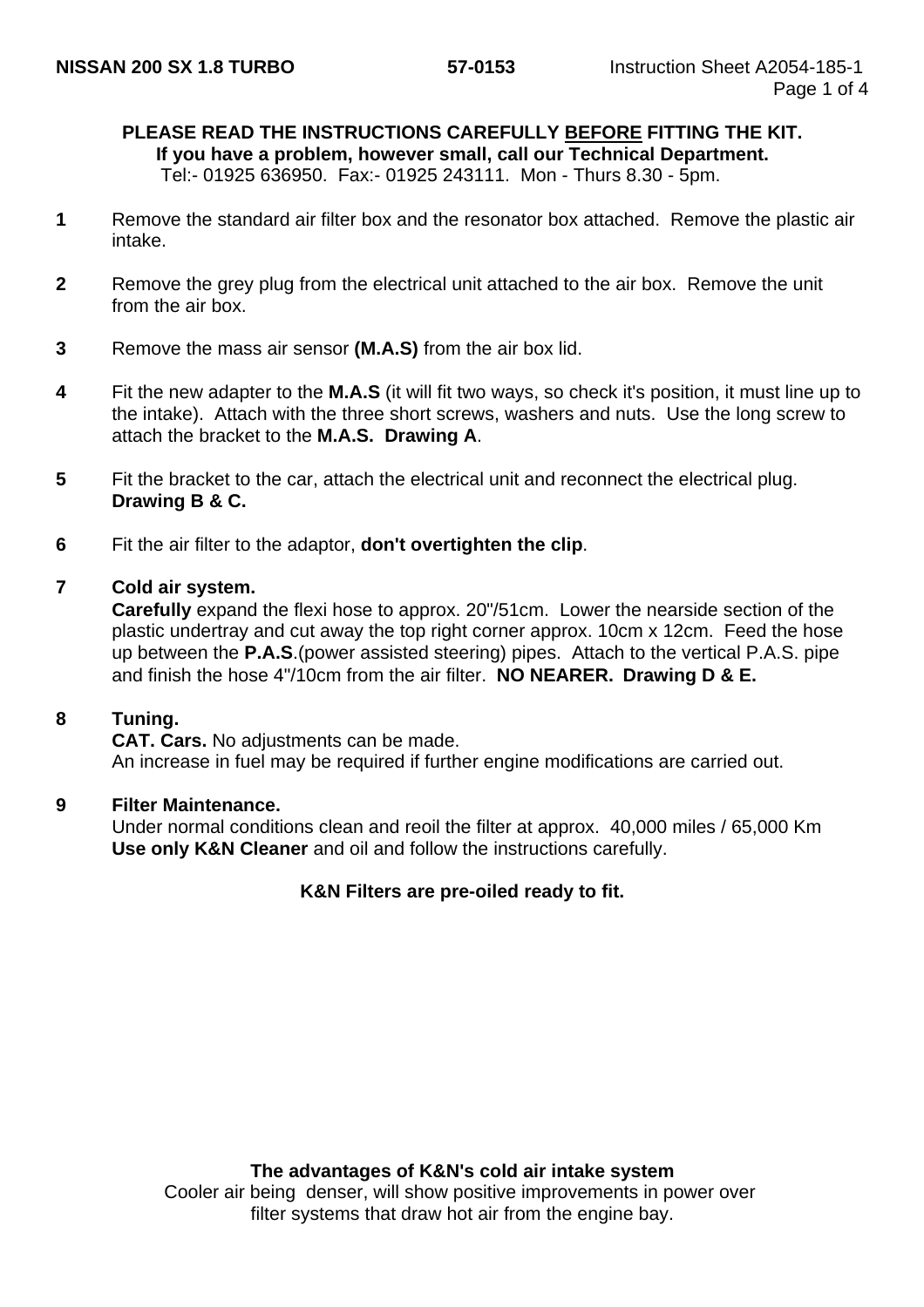**NISSAN 200 SX 1.8 TURBO** **57-0153** Instruction Sheet A2054-185-1

**PLEASE READ THE INSTRUCTIONS CAREFULLY BEFORE FITTING THE KIT.**
**If you have a problem, however small, call our Technical Department.**
Tel:- 01925 636950. Fax:- 01925 243111. Mon - Thurs 8.30 - 5pm.

**1** Remove the standard air filter box and the resonator box attached. Remove the plastic air intake.

**2** Remove the grey plug from the electrical unit attached to the air box. Remove the unit from the air box.

**3** Remove the mass air sensor **(M.A.S)** from the air box lid.

**4** Fit the new adapter to the **M.A.S** (it will fit two ways, so check it's position, it must line up to the intake). Attach with the three short screws, washers and nuts. Use the long screw to attach the bracket to the **M.A.S. Drawing A**.

**5** Fit the bracket to the car, attach the electrical unit and reconnect the electrical plug. **Drawing B & C.**

**6** Fit the air filter to the adaptor, **don't overtighten the clip**.

**7** **Cold air system.**
**Carefully** expand the flexi hose to approx. 20"/51cm. Lower the nearside section of the plastic undertray and cut away the top right corner approx. 10cm x 12cm. Feed the hose up between the **P.A.S**.(power assisted steering) pipes. Attach to the vertical P.A.S. pipe and finish the hose 4"/10cm from the air filter. **NO NEARER. Drawing D & E.**

**8** **Tuning.**
**CAT. Cars.** No adjustments can be made.
An increase in fuel may be required if further engine modifications are carried out.

**9** **Filter Maintenance.**
Under normal conditions clean and reoil the filter at approx. 40,000 miles / 65,000 Km
**Use only K&N Cleaner** and oil and follow the instructions carefully.

**K&N Filters are pre-oiled ready to fit.**

**The advantages of K&N's cold air intake system**
Cooler air being denser, will show positive improvements in power over filter systems that draw hot air from the engine bay.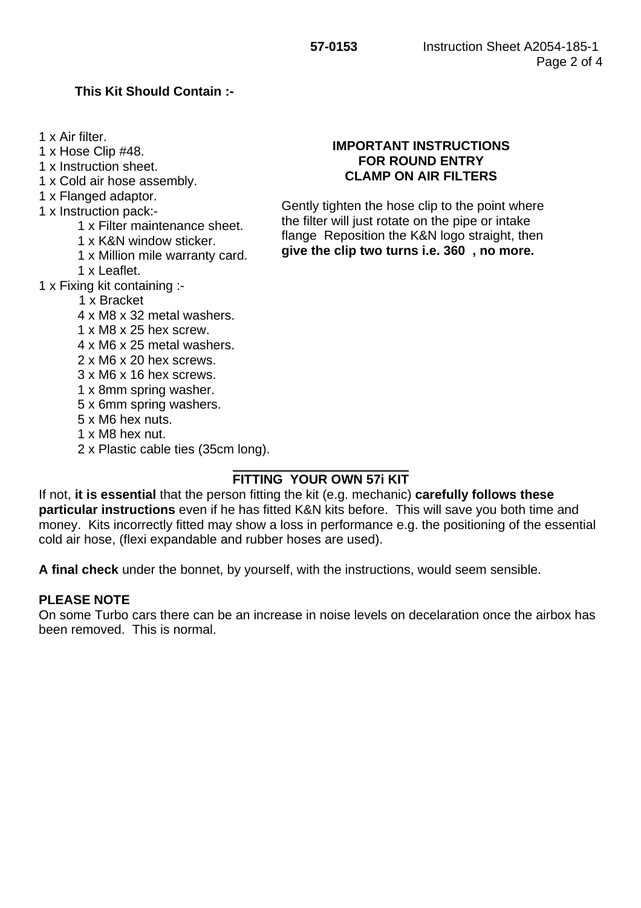**This Kit Should Contain :-**

- 1 x Air filter.
- 1 x Hose Clip #48.
- 1 x Instruction sheet.
- 1 x Cold air hose assembly.
- 1 x Flanged adaptor.
- 1 x Instruction pack:-
  - 1 x Filter maintenance sheet.
  - 1 x K&N window sticker.
  - 1 x Million mile warranty card.
  - 1 x Leaflet.
- 1 x Fixing kit containing :-
  - 1 x Bracket
  - 4 x M8 x 32 metal washers.
  - 1 x M8 x 25 hex screw.
  - 4 x M6 x 25 metal washers.
  - 2 x M6 x 20 hex screws.
  - 3 x M6 x 16 hex screws.
  - 1 x 8mm spring washer.
  - 5 x 6mm spring washers.
  - 5 x M6 hex nuts.
  - 1 x M8 hex nut.
  - 2 x Plastic cable ties (35cm long).

**IMPORTANT INSTRUCTIONS FOR ROUND ENTRY CLAMP ON AIR FILTERS**

Gently tighten the hose clip to the point where the filter will just rotate on the pipe or intake flange Reposition the K&N logo straight, then **give the clip two turns i.e. 360 , no more.**

**FITTING YOUR OWN 57i KIT**

If not, **it is essential** that the person fitting the kit (e.g. mechanic) **carefully follows these particular instructions** even if he has fitted K&N kits before. This will save you both time and money. Kits incorrectly fitted may show a loss in performance e.g. the positioning of the essential cold air hose, (flexi expandable and rubber hoses are used).

**A final check** under the bonnet, by yourself, with the instructions, would seem sensible.

**PLEASE NOTE**

On some Turbo cars there can be an increase in noise levels on decelaration once the airbox has been removed. This is normal.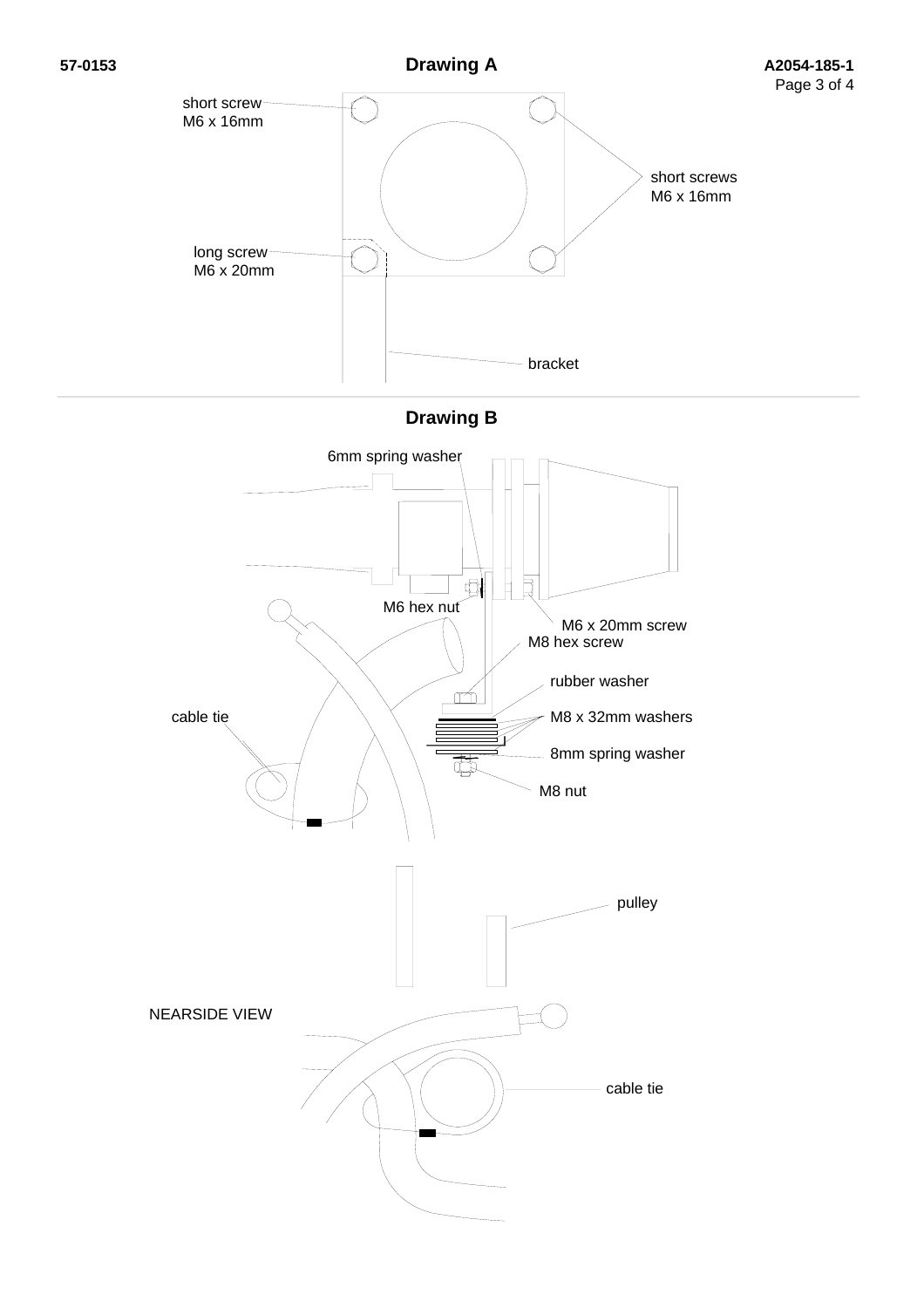## Drawing A

short screw
M6 x 16mm

short screws
M6 x 16mm

long screw
M6 x 20mm

bracket

## Drawing B

6mm spring washer

M6 hex nut

M6 x 20mm screw

M8 hex screw

rubber washer

cable tie

M8 x 32mm washers

8mm spring washer

M8 nut

pulley

NEARSIDE VIEW

cable tie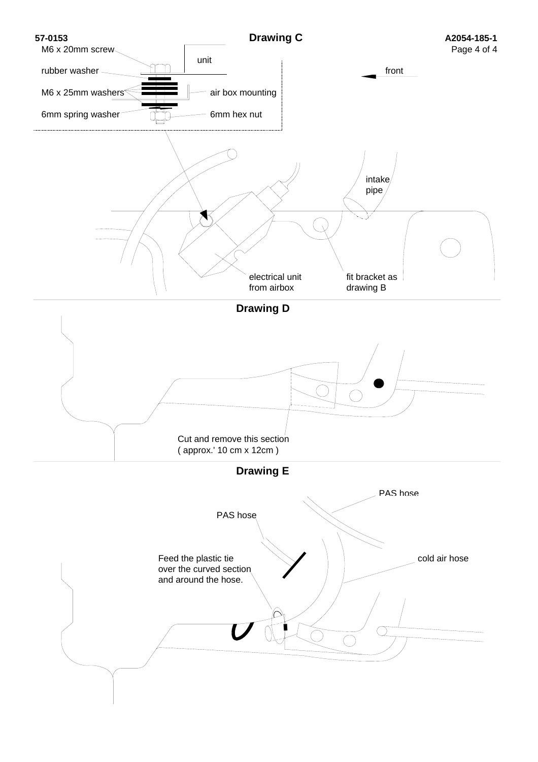## Drawing C

M6 x 20mm screw

unit

rubber washer

front

M6 x 25mm washers

air box mounting

6mm spring washer

6mm hex nut

intake pipe

electrical unit from airbox

fit bracket as drawing B

## Drawing D

Cut and remove this section ( approx.' 10 cm x 12cm )

## Drawing E

PAS hose

PAS hose

Feed the plastic tie over the curved section and around the hose.

cold air hose